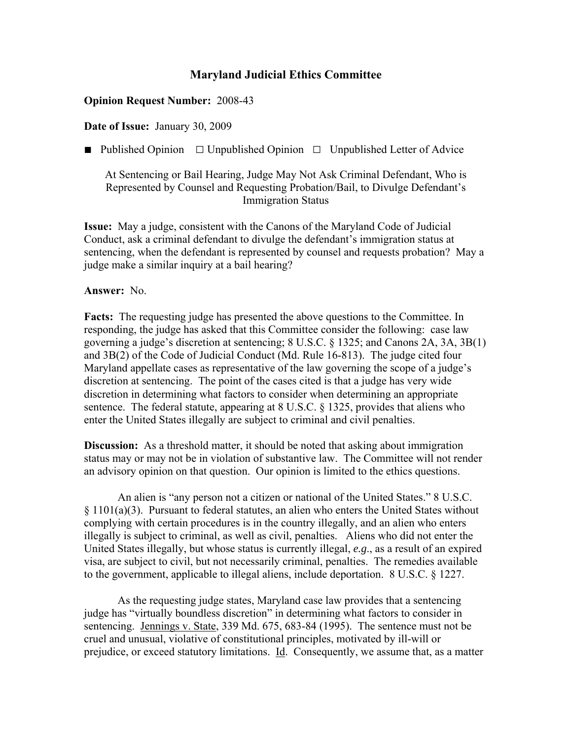# Maryland Judicial Ethics Committee

**Opinion Request Number:** 2008-43

**Date of Issue:** January 30, 2009

■ Published Opinion ☐ Unpublished Opinion ☐ Unpublished Letter of Advice

At Sentencing or Bail Hearing, Judge May Not Ask Criminal Defendant, Who is Represented by Counsel and Requesting Probation/Bail, to Divulge Defendant's Immigration Status

**Issue:** May a judge, consistent with the Canons of the Maryland Code of Judicial Conduct, ask a criminal defendant to divulge the defendant's immigration status at sentencing, when the defendant is represented by counsel and requests probation? May a judge make a similar inquiry at a bail hearing?

**Answer:** No.

**Facts:** The requesting judge has presented the above questions to the Committee. In responding, the judge has asked that this Committee consider the following: case law governing a judge's discretion at sentencing; 8 U.S.C. § 1325; and Canons 2A, 3A, 3B(1) and 3B(2) of the Code of Judicial Conduct (Md. Rule 16-813). The judge cited four Maryland appellate cases as representative of the law governing the scope of a judge's discretion at sentencing. The point of the cases cited is that a judge has very wide discretion in determining what factors to consider when determining an appropriate sentence. The federal statute, appearing at 8 U.S.C. § 1325, provides that aliens who enter the United States illegally are subject to criminal and civil penalties.

**Discussion:** As a threshold matter, it should be noted that asking about immigration status may or may not be in violation of substantive law. The Committee will not render an advisory opinion on that question. Our opinion is limited to the ethics questions.

An alien is "any person not a citizen or national of the United States." 8 U.S.C. § 1101(a)(3). Pursuant to federal statutes, an alien who enters the United States without complying with certain procedures is in the country illegally, and an alien who enters illegally is subject to criminal, as well as civil, penalties. Aliens who did not enter the United States illegally, but whose status is currently illegal, *e.g.*, as a result of an expired visa, are subject to civil, but not necessarily criminal, penalties. The remedies available to the government, applicable to illegal aliens, include deportation. 8 U.S.C. § 1227.

As the requesting judge states, Maryland case law provides that a sentencing judge has "virtually boundless discretion" in determining what factors to consider in sentencing. Jennings v. State, 339 Md. 675, 683-84 (1995). The sentence must not be cruel and unusual, violative of constitutional principles, motivated by ill-will or prejudice, or exceed statutory limitations. Id. Consequently, we assume that, as a matter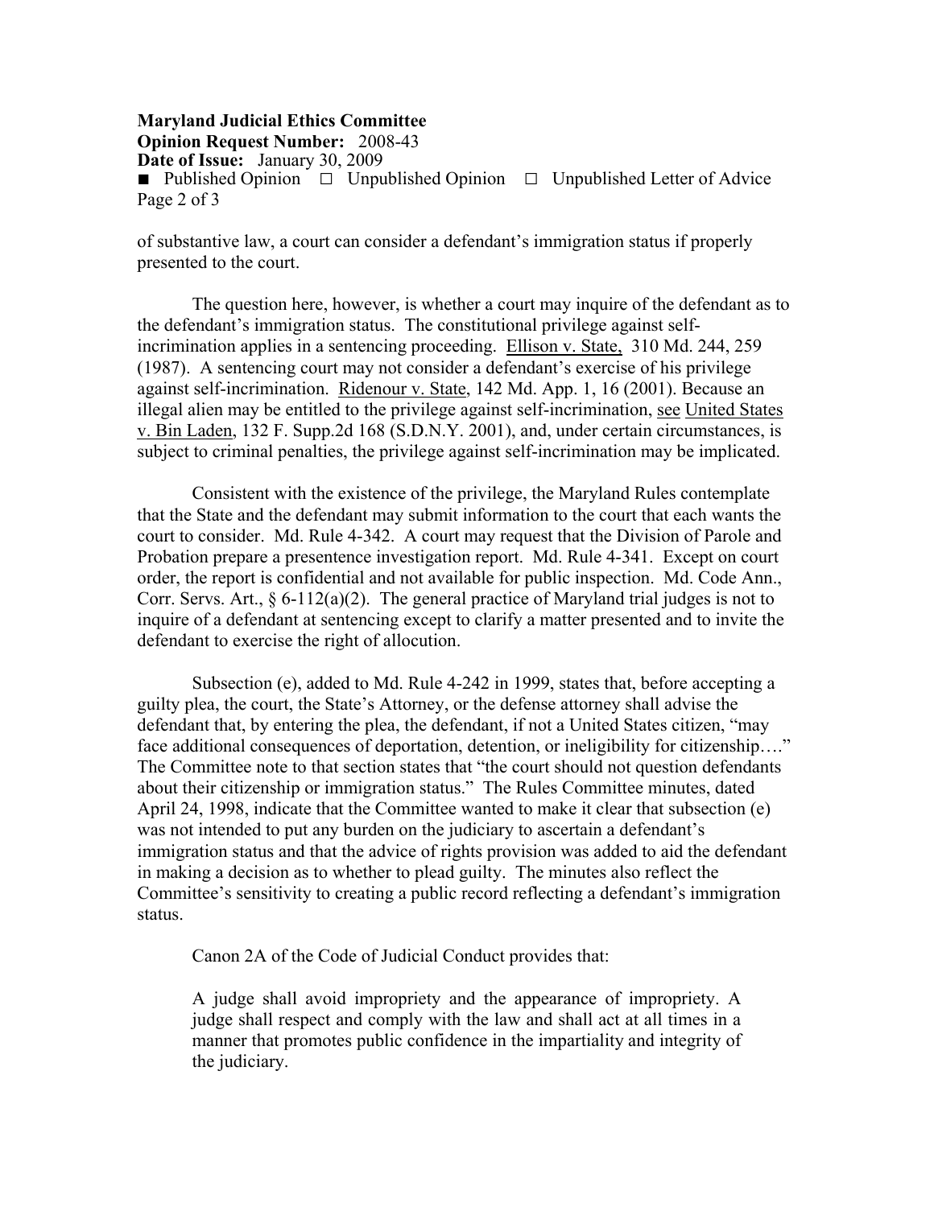of substantive law, a court can consider a defendant's immigration status if properly presented to the court.

The question here, however, is whether a court may inquire of the defendant as to the defendant's immigration status. The constitutional privilege against self-incrimination applies in a sentencing proceeding. Ellison v. State, 310 Md. 244, 259 (1987). A sentencing court may not consider a defendant's exercise of his privilege against self-incrimination. Ridenour v. State, 142 Md. App. 1, 16 (2001). Because an illegal alien may be entitled to the privilege against self-incrimination, see United States v. Bin Laden, 132 F. Supp.2d 168 (S.D.N.Y. 2001), and, under certain circumstances, is subject to criminal penalties, the privilege against self-incrimination may be implicated.

Consistent with the existence of the privilege, the Maryland Rules contemplate that the State and the defendant may submit information to the court that each wants the court to consider. Md. Rule 4-342. A court may request that the Division of Parole and Probation prepare a presentence investigation report. Md. Rule 4-341. Except on court order, the report is confidential and not available for public inspection. Md. Code Ann., Corr. Servs. Art., § 6-112(a)(2). The general practice of Maryland trial judges is not to inquire of a defendant at sentencing except to clarify a matter presented and to invite the defendant to exercise the right of allocution.

Subsection (e), added to Md. Rule 4-242 in 1999, states that, before accepting a guilty plea, the court, the State's Attorney, or the defense attorney shall advise the defendant that, by entering the plea, the defendant, if not a United States citizen, "may face additional consequences of deportation, detention, or ineligibility for citizenship…." The Committee note to that section states that "the court should not question defendants about their citizenship or immigration status." The Rules Committee minutes, dated April 24, 1998, indicate that the Committee wanted to make it clear that subsection (e) was not intended to put any burden on the judiciary to ascertain a defendant's immigration status and that the advice of rights provision was added to aid the defendant in making a decision as to whether to plead guilty. The minutes also reflect the Committee's sensitivity to creating a public record reflecting a defendant's immigration status.

Canon 2A of the Code of Judicial Conduct provides that:

> A judge shall avoid impropriety and the appearance of impropriety. A judge shall respect and comply with the law and shall act at all times in a manner that promotes public confidence in the impartiality and integrity of the judiciary.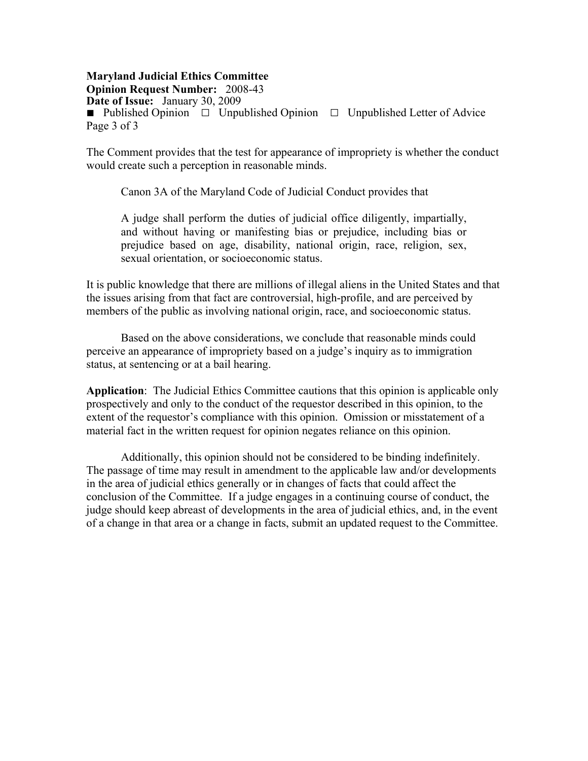The Comment provides that the test for appearance of impropriety is whether the conduct would create such a perception in reasonable minds.

Canon 3A of the Maryland Code of Judicial Conduct provides that

> A judge shall perform the duties of judicial office diligently, impartially, and without having or manifesting bias or prejudice, including bias or prejudice based on age, disability, national origin, race, religion, sex, sexual orientation, or socioeconomic status.

It is public knowledge that there are millions of illegal aliens in the United States and that the issues arising from that fact are controversial, high-profile, and are perceived by members of the public as involving national origin, race, and socioeconomic status.

Based on the above considerations, we conclude that reasonable minds could perceive an appearance of impropriety based on a judge's inquiry as to immigration status, at sentencing or at a bail hearing.

**Application**: The Judicial Ethics Committee cautions that this opinion is applicable only prospectively and only to the conduct of the requestor described in this opinion, to the extent of the requestor's compliance with this opinion. Omission or misstatement of a material fact in the written request for opinion negates reliance on this opinion.

Additionally, this opinion should not be considered to be binding indefinitely. The passage of time may result in amendment to the applicable law and/or developments in the area of judicial ethics generally or in changes of facts that could affect the conclusion of the Committee. If a judge engages in a continuing course of conduct, the judge should keep abreast of developments in the area of judicial ethics, and, in the event of a change in that area or a change in facts, submit an updated request to the Committee.